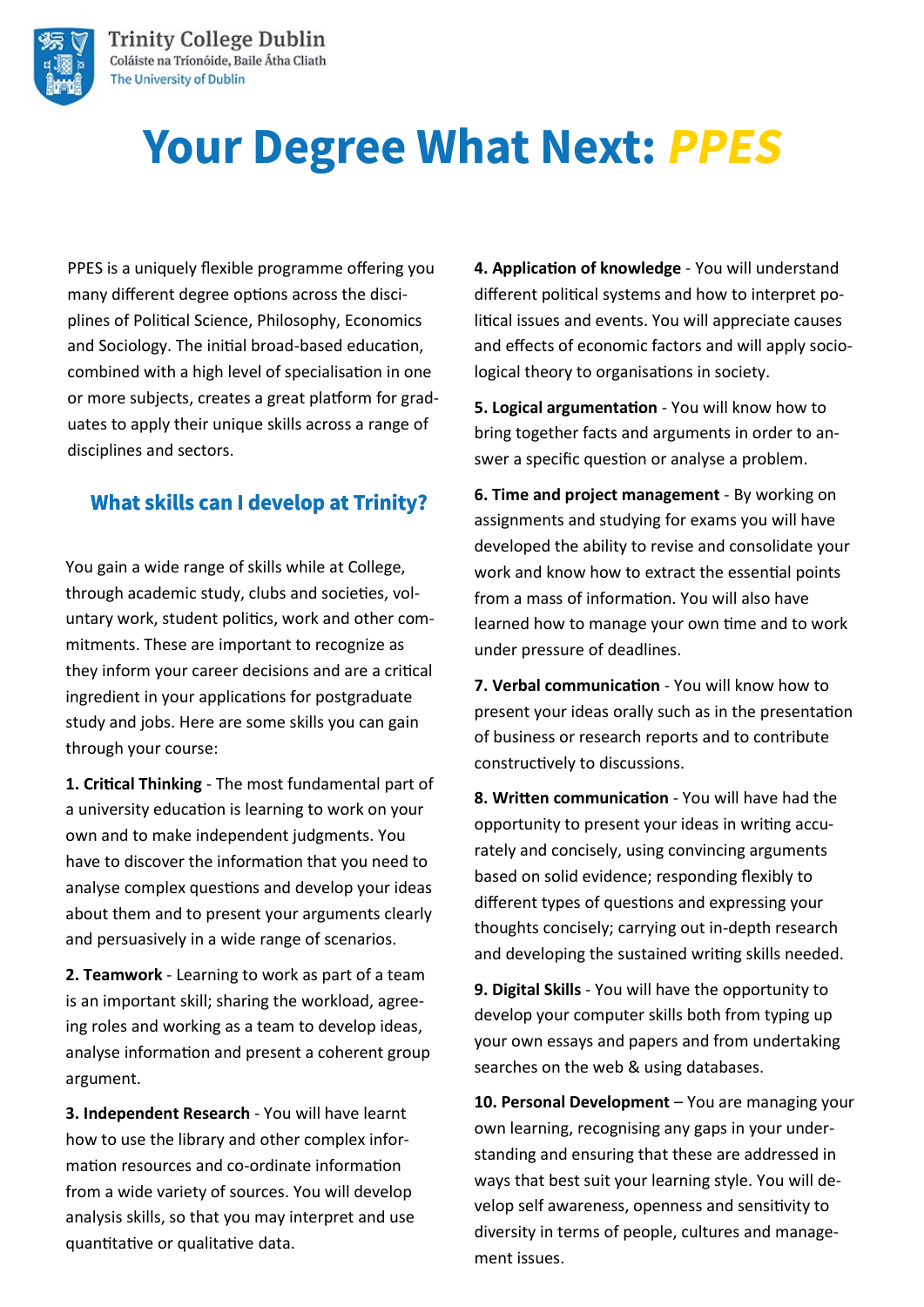Trinity College Dublin
Coláiste na Tríonóide, Baile Átha Cliath
The University of Dublin

# Your Degree What Next: *PPES*

PPES is a uniquely flexible programme offering you many different degree options across the disciplines of Political Science, Philosophy, Economics and Sociology. The initial broad-based education, combined with a high level of specialisation in one or more subjects, creates a great platform for graduates to apply their unique skills across a range of disciplines and sectors.

## What skills can I develop at Trinity?

You gain a wide range of skills while at College, through academic study, clubs and societies, voluntary work, student politics, work and other commitments. These are important to recognize as they inform your career decisions and are a critical ingredient in your applications for postgraduate study and jobs. Here are some skills you can gain through your course:

**1. Critical Thinking** - The most fundamental part of a university education is learning to work on your own and to make independent judgments. You have to discover the information that you need to analyse complex questions and develop your ideas about them and to present your arguments clearly and persuasively in a wide range of scenarios.

**2. Teamwork** - Learning to work as part of a team is an important skill; sharing the workload, agreeing roles and working as a team to develop ideas, analyse information and present a coherent group argument.

**3. Independent Research** - You will have learnt how to use the library and other complex information resources and co-ordinate information from a wide variety of sources. You will develop analysis skills, so that you may interpret and use quantitative or qualitative data.

**4. Application of knowledge** - You will understand different political systems and how to interpret political issues and events. You will appreciate causes and effects of economic factors and will apply sociological theory to organisations in society.

**5. Logical argumentation** - You will know how to bring together facts and arguments in order to answer a specific question or analyse a problem.

**6. Time and project management** - By working on assignments and studying for exams you will have developed the ability to revise and consolidate your work and know how to extract the essential points from a mass of information. You will also have learned how to manage your own time and to work under pressure of deadlines.

**7. Verbal communication** - You will know how to present your ideas orally such as in the presentation of business or research reports and to contribute constructively to discussions.

**8. Written communication** - You will have had the opportunity to present your ideas in writing accurately and concisely, using convincing arguments based on solid evidence; responding flexibly to different types of questions and expressing your thoughts concisely; carrying out in-depth research and developing the sustained writing skills needed.

**9. Digital Skills** - You will have the opportunity to develop your computer skills both from typing up your own essays and papers and from undertaking searches on the web & using databases.

**10. Personal Development** – You are managing your own learning, recognising any gaps in your understanding and ensuring that these are addressed in ways that best suit your learning style. You will develop self awareness, openness and sensitivity to diversity in terms of people, cultures and management issues.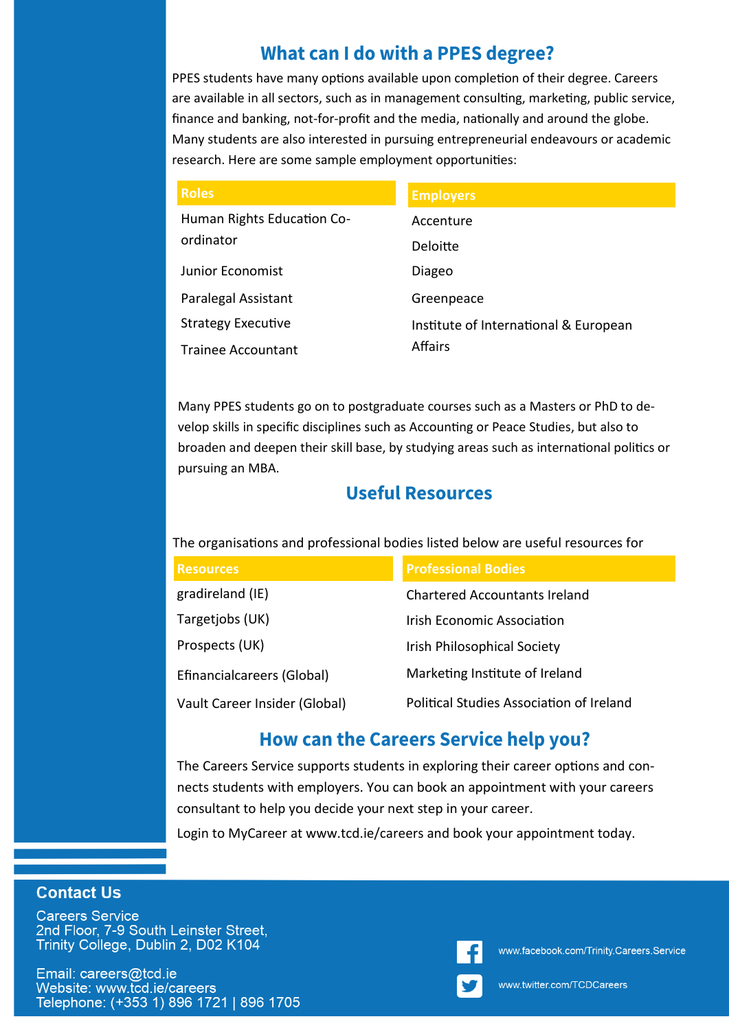## What can I do with a PPES degree?

PPES students have many options available upon completion of their degree. Careers are available in all sectors, such as in management consulting, marketing, public service, finance and banking, not-for-profit and the media, nationally and around the globe. Many students are also interested in pursuing entrepreneurial endeavours or academic research. Here are some sample employment opportunities:

| Roles | Employers |
|---|---|
| Human Rights Education Co-ordinator | Accenture |
| Junior Economist | Deloitte |
| Paralegal Assistant | Diageo |
| Strategy Executive | Greenpeace |
| Trainee Accountant | Institute of International & European Affairs |

Many PPES students go on to postgraduate courses such as a Masters or PhD to develop skills in specific disciplines such as Accounting or Peace Studies, but also to broaden and deepen their skill base, by studying areas such as international politics or pursuing an MBA.

## Useful Resources

The organisations and professional bodies listed below are useful resources for

| Resources | Professional Bodies |
|---|---|
| gradireland (IE) | Chartered Accountants Ireland |
| Targetjobs (UK) | Irish Economic Association |
| Prospects (UK) | Irish Philosophical Society |
| Efinancialcareers (Global) | Marketing Institute of Ireland |
| Vault Career Insider (Global) | Political Studies Association of Ireland |

## How can the Careers Service help you?

The Careers Service supports students in exploring their career options and connects students with employers. You can book an appointment with your careers consultant to help you decide your next step in your career.

Login to MyCareer at www.tcd.ie/careers and book your appointment today.

### Contact Us

Careers Service
2nd Floor, 7-9 South Leinster Street,
Trinity College, Dublin 2, D02 K104

Email: careers@tcd.ie
Website: www.tcd.ie/careers
Telephone: (+353 1) 896 1721 | 896 1705

www.facebook.com/Trinity.Careers.Service

www.twitter.com/TCDCareers